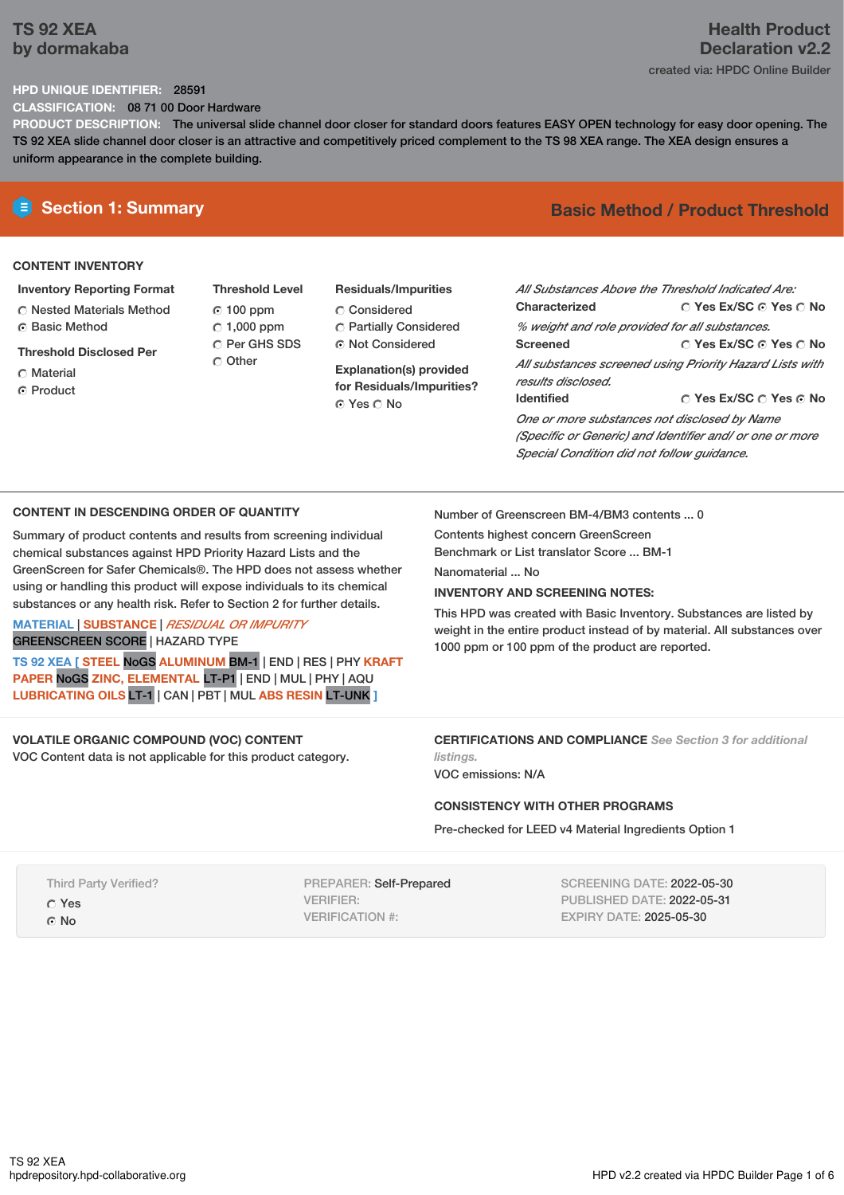# TS 92 XEA
**by dormakaba**

## Health Product Declaration v2.2

created via: HPDC Online Builder

**HPD UNIQUE IDENTIFIER:** 28591

**CLASSIFICATION:** 08 71 00 Door Hardware

**PRODUCT DESCRIPTION:** The universal slide channel door closer for standard doors features EASY OPEN technology for easy door opening. The TS 92 XEA slide channel door closer is an attractive and competitively priced complement to the TS 98 XEA range. The XEA design ensures a uniform appearance in the complete building.

## Section 1: Summary

**Basic Method / Product Threshold**

### CONTENT INVENTORY

**Inventory Reporting Format**
- ○ Nested Materials Method
- ◉ Basic Method

**Threshold Disclosed Per**
- ○ Material
- ◉ Product

**Threshold Level**
- ◉ 100 ppm
- ○ 1,000 ppm
- ○ Per GHS SDS
- ○ Other

**Residuals/Impurities**
- ○ Considered
- ○ Partially Considered
- ◉ Not Considered

**Explanation(s) provided for Residuals/Impurities?**
◉ Yes ○ No

*All Substances Above the Threshold Indicated Are:*

**Characterized** ○ Yes Ex/SC ◉ Yes ○ No
*% weight and role provided for all substances.*

**Screened** ○ Yes Ex/SC ◉ Yes ○ No
*All substances screened using Priority Hazard Lists with results disclosed.*

**Identified** ○ Yes Ex/SC ○ Yes ◉ No
*One or more substances not disclosed by Name (Specific or Generic) and Identifier and/ or one or more Special Condition did not follow guidance.*

### CONTENT IN DESCENDING ORDER OF QUANTITY

Summary of product contents and results from screening individual chemical substances against HPD Priority Hazard Lists and the GreenScreen for Safer Chemicals®. The HPD does not assess whether using or handling this product will expose individuals to its chemical substances or any health risk. Refer to Section 2 for further details.

MATERIAL | SUBSTANCE | *RESIDUAL OR IMPURITY*
GREENSCREEN SCORE | HAZARD TYPE

TS 92 XEA [ STEEL NoGS ALUMINUM BM-1 | END | RES | PHY KRAFT PAPER NoGS ZINC, ELEMENTAL LT-P1 | END | MUL | PHY | AQU LUBRICATING OILS LT-1 | CAN | PBT | MUL ABS RESIN LT-UNK ]

Number of Greenscreen BM-4/BM3 contents ... 0

Contents highest concern GreenScreen Benchmark or List translator Score ... BM-1

Nanomaterial ... No

**INVENTORY AND SCREENING NOTES:**

This HPD was created with Basic Inventory. Substances are listed by weight in the entire product instead of by material. All substances over 1000 ppm or 100 ppm of the product are reported.

### VOLATILE ORGANIC COMPOUND (VOC) CONTENT

VOC Content data is not applicable for this product category.

### CERTIFICATIONS AND COMPLIANCE *See Section 3 for additional listings.*

VOC emissions: N/A

### CONSISTENCY WITH OTHER PROGRAMS

Pre-checked for LEED v4 Material Ingredients Option 1

Third Party Verified?
- ○ Yes
- ◉ No

PREPARER: Self-Prepared
VERIFIER:
VERIFICATION #:

SCREENING DATE: 2022-05-30
PUBLISHED DATE: 2022-05-31
EXPIRY DATE: 2025-05-30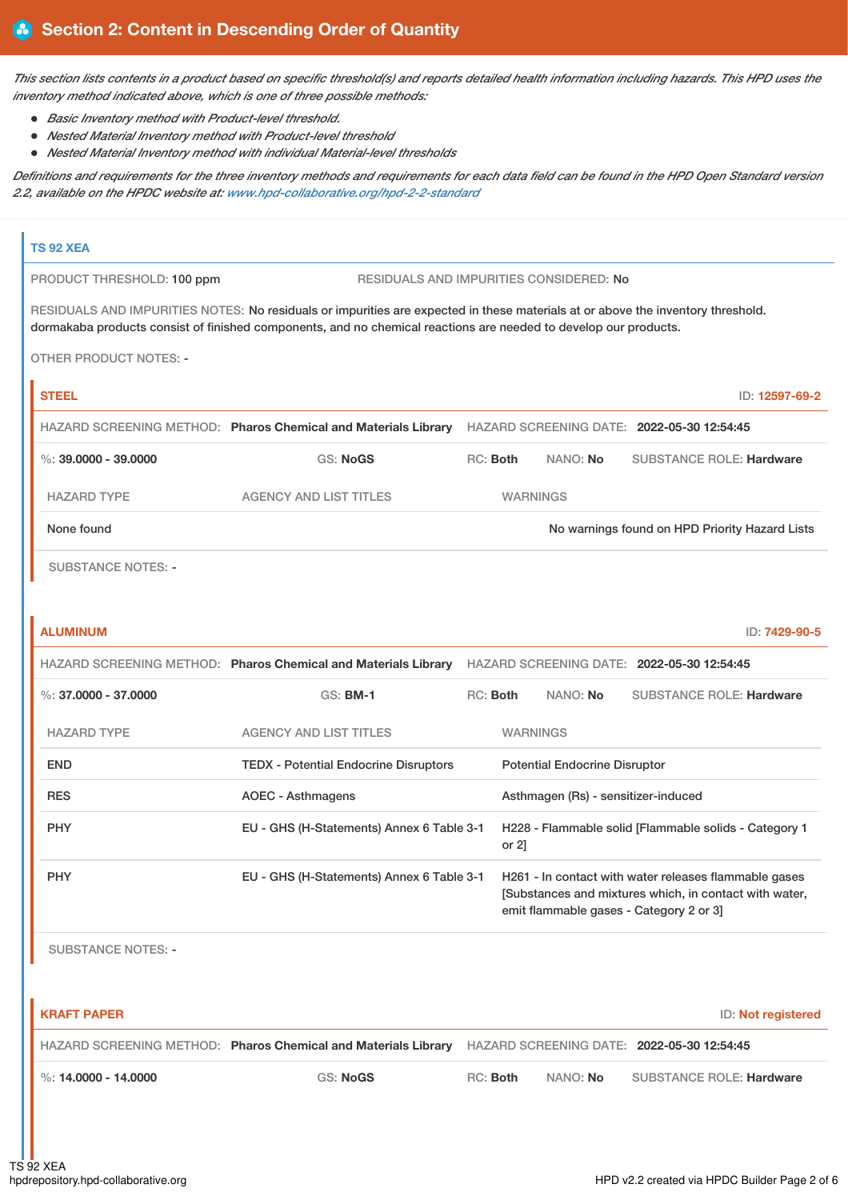## Section 2: Content in Descending Order of Quantity

*This section lists contents in a product based on specific threshold(s) and reports detailed health information including hazards. This HPD uses the inventory method indicated above, which is one of three possible methods:*

- *Basic Inventory method with Product-level threshold.*
- *Nested Material Inventory method with Product-level threshold*
- *Nested Material Inventory method with individual Material-level thresholds*

*Definitions and requirements for the three inventory methods and requirements for each data field can be found in the HPD Open Standard version 2.2, available on the HPDC website at: www.hpd-collaborative.org/hpd-2-2-standard*

### TS 92 XEA

PRODUCT THRESHOLD: 100 ppm

RESIDUALS AND IMPURITIES CONSIDERED: No

RESIDUALS AND IMPURITIES NOTES: No residuals or impurities are expected in these materials at or above the inventory threshold. dormakaba products consist of finished components, and no chemical reactions are needed to develop our products.

OTHER PRODUCT NOTES: -

#### STEEL

ID: 12597-69-2

HAZARD SCREENING METHOD: **Pharos Chemical and Materials Library** HAZARD SCREENING DATE: **2022-05-30 12:54:45**

%: **39.0000 - 39.0000** GS: **NoGS** RC: **Both** NANO: **No** SUBSTANCE ROLE: **Hardware**

| HAZARD TYPE | AGENCY AND LIST TITLES | WARNINGS |
|---|---|---|
| None found | | No warnings found on HPD Priority Hazard Lists |

SUBSTANCE NOTES: -

#### ALUMINUM

ID: 7429-90-5

HAZARD SCREENING METHOD: **Pharos Chemical and Materials Library** HAZARD SCREENING DATE: **2022-05-30 12:54:45**

%: **37.0000 - 37.0000** GS: **BM-1** RC: **Both** NANO: **No** SUBSTANCE ROLE: **Hardware**

| HAZARD TYPE | AGENCY AND LIST TITLES | WARNINGS |
|---|---|---|
| END | TEDX - Potential Endocrine Disruptors | Potential Endocrine Disruptor |
| RES | AOEC - Asthmagens | Asthmagen (Rs) - sensitizer-induced |
| PHY | EU - GHS (H-Statements) Annex 6 Table 3-1 | H228 - Flammable solid [Flammable solids - Category 1 or 2] |
| PHY | EU - GHS (H-Statements) Annex 6 Table 3-1 | H261 - In contact with water releases flammable gases [Substances and mixtures which, in contact with water, emit flammable gases - Category 2 or 3] |

SUBSTANCE NOTES: -

#### KRAFT PAPER

ID: Not registered

HAZARD SCREENING METHOD: **Pharos Chemical and Materials Library** HAZARD SCREENING DATE: **2022-05-30 12:54:45**

%: **14.0000 - 14.0000** GS: **NoGS** RC: **Both** NANO: **No** SUBSTANCE ROLE: **Hardware**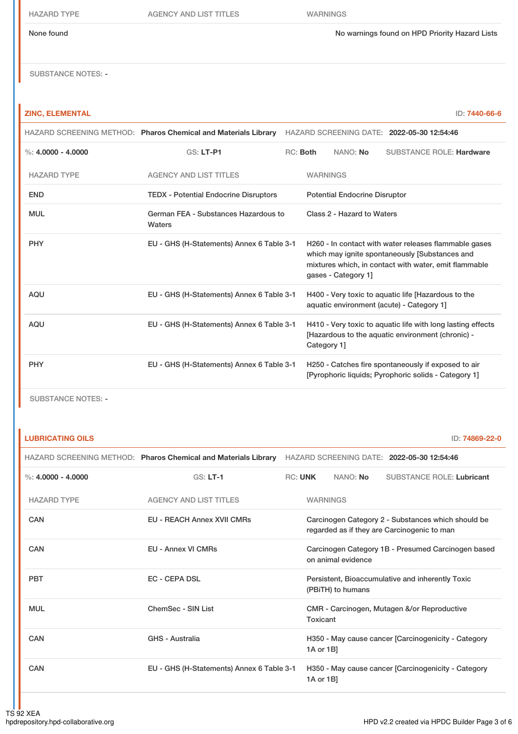| HAZARD TYPE | AGENCY AND LIST TITLES | WARNINGS |
|---|---|---|
| None found | | No warnings found on HPD Priority Hazard Lists |

SUBSTANCE NOTES: -

## ZINC, ELEMENTAL

ID: 7440-66-6

HAZARD SCREENING METHOD: **Pharos Chemical and Materials Library** HAZARD SCREENING DATE: **2022-05-30 12:54:46**

%: **4.0000 - 4.0000** GS: **LT-P1** RC: **Both** NANO: **No** SUBSTANCE ROLE: **Hardware**

| HAZARD TYPE | AGENCY AND LIST TITLES | WARNINGS |
|---|---|---|
| END | TEDX - Potential Endocrine Disruptors | Potential Endocrine Disruptor |
| MUL | German FEA - Substances Hazardous to Waters | Class 2 - Hazard to Waters |
| PHY | EU - GHS (H-Statements) Annex 6 Table 3-1 | H260 - In contact with water releases flammable gases which may ignite spontaneously [Substances and mixtures which, in contact with water, emit flammable gases - Category 1] |
| AQU | EU - GHS (H-Statements) Annex 6 Table 3-1 | H400 - Very toxic to aquatic life [Hazardous to the aquatic environment (acute) - Category 1] |
| AQU | EU - GHS (H-Statements) Annex 6 Table 3-1 | H410 - Very toxic to aquatic life with long lasting effects [Hazardous to the aquatic environment (chronic) - Category 1] |
| PHY | EU - GHS (H-Statements) Annex 6 Table 3-1 | H250 - Catches fire spontaneously if exposed to air [Pyrophoric liquids; Pyrophoric solids - Category 1] |

SUBSTANCE NOTES: -

## LUBRICATING OILS

ID: 74869-22-0

HAZARD SCREENING METHOD: **Pharos Chemical and Materials Library** HAZARD SCREENING DATE: **2022-05-30 12:54:46**

%: **4.0000 - 4.0000** GS: **LT-1** RC: **UNK** NANO: **No** SUBSTANCE ROLE: **Lubricant**

| HAZARD TYPE | AGENCY AND LIST TITLES | WARNINGS |
|---|---|---|
| CAN | EU - REACH Annex XVII CMRs | Carcinogen Category 2 - Substances which should be regarded as if they are Carcinogenic to man |
| CAN | EU - Annex VI CMRs | Carcinogen Category 1B - Presumed Carcinogen based on animal evidence |
| PBT | EC - CEPA DSL | Persistent, Bioaccumulative and inherently Toxic (PBiTH) to humans |
| MUL | ChemSec - SIN List | CMR - Carcinogen, Mutagen &/or Reproductive Toxicant |
| CAN | GHS - Australia | H350 - May cause cancer [Carcinogenicity - Category 1A or 1B] |
| CAN | EU - GHS (H-Statements) Annex 6 Table 3-1 | H350 - May cause cancer [Carcinogenicity - Category 1A or 1B] |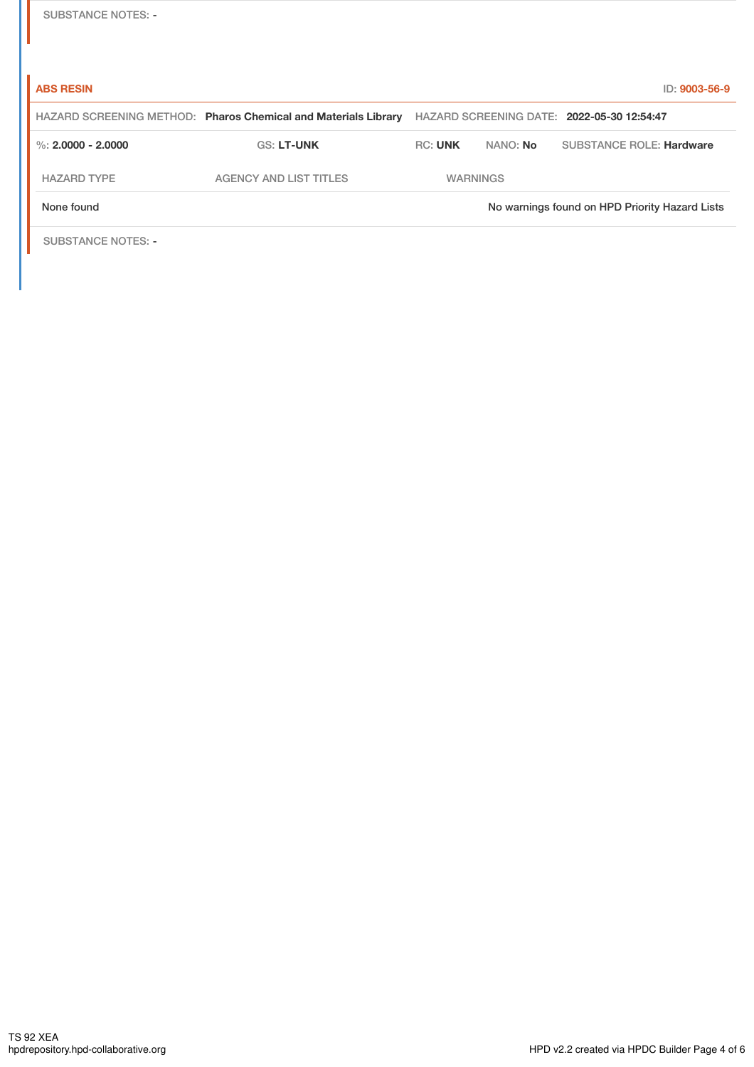SUBSTANCE NOTES: -

**ABS RESIN** ID: **9003-56-9**

HAZARD SCREENING METHOD: **Pharos Chemical and Materials Library** HAZARD SCREENING DATE: **2022-05-30 12:54:47**

%: **2.0000 - 2.0000** GS: **LT-UNK** RC: **UNK** NANO: **No** SUBSTANCE ROLE: **Hardware**

| HAZARD TYPE | AGENCY AND LIST TITLES | WARNINGS |
| --- | --- | --- |
| None found | | No warnings found on HPD Priority Hazard Lists |

SUBSTANCE NOTES: -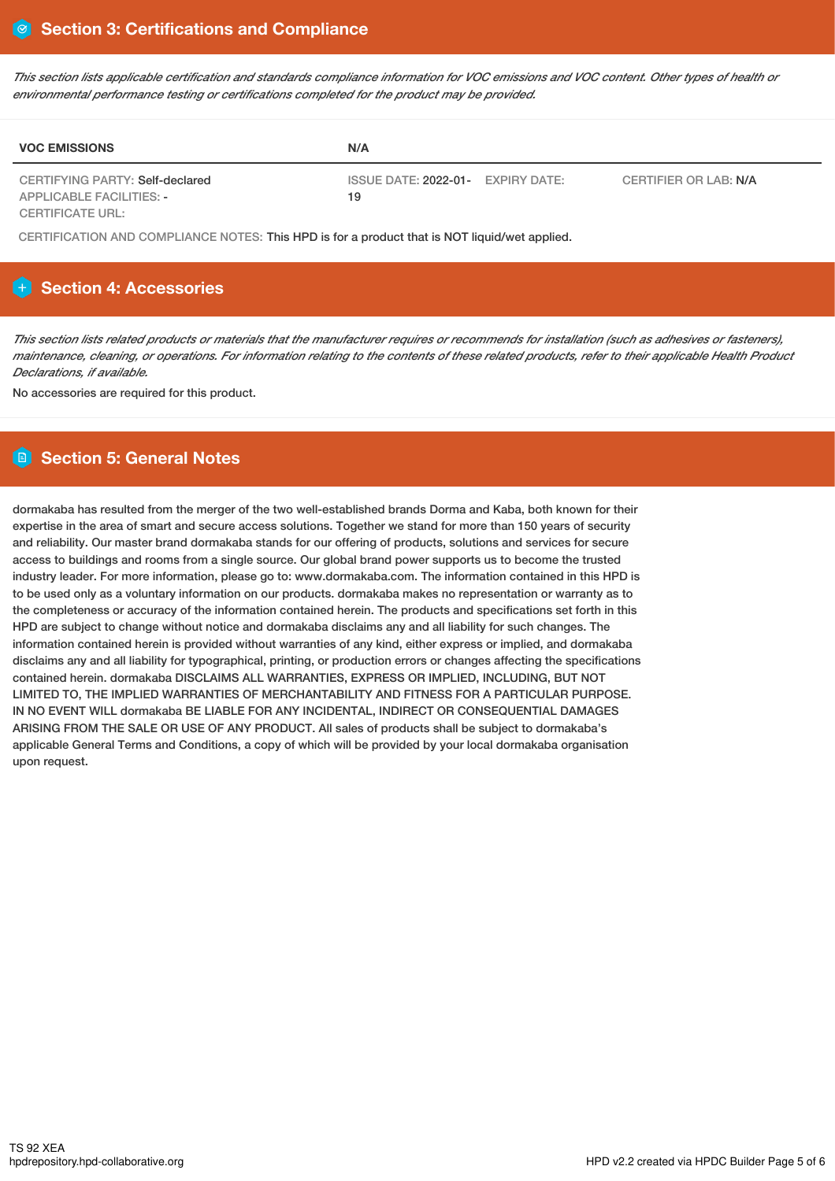## Section 3: Certifications and Compliance

*This section lists applicable certification and standards compliance information for VOC emissions and VOC content. Other types of health or environmental performance testing or certifications completed for the product may be provided.*

| VOC EMISSIONS | N/A | | |
|---|---|---|---|
| CERTIFYING PARTY: Self-declared<br>APPLICABLE FACILITIES: -<br>CERTIFICATE URL: | ISSUE DATE: 2022-01-19 | EXPIRY DATE: | CERTIFIER OR LAB: N/A |

CERTIFICATION AND COMPLIANCE NOTES: This HPD is for a product that is NOT liquid/wet applied.

## Section 4: Accessories

*This section lists related products or materials that the manufacturer requires or recommends for installation (such as adhesives or fasteners), maintenance, cleaning, or operations. For information relating to the contents of these related products, refer to their applicable Health Product Declarations, if available.*

No accessories are required for this product.

## Section 5: General Notes

dormakaba has resulted from the merger of the two well-established brands Dorma and Kaba, both known for their expertise in the area of smart and secure access solutions. Together we stand for more than 150 years of security and reliability. Our master brand dormakaba stands for our offering of products, solutions and services for secure access to buildings and rooms from a single source. Our global brand power supports us to become the trusted industry leader. For more information, please go to: www.dormakaba.com. The information contained in this HPD is to be used only as a voluntary information on our products. dormakaba makes no representation or warranty as to the completeness or accuracy of the information contained herein. The products and specifications set forth in this HPD are subject to change without notice and dormakaba disclaims any and all liability for such changes. The information contained herein is provided without warranties of any kind, either express or implied, and dormakaba disclaims any and all liability for typographical, printing, or production errors or changes affecting the specifications contained herein. dormakaba DISCLAIMS ALL WARRANTIES, EXPRESS OR IMPLIED, INCLUDING, BUT NOT LIMITED TO, THE IMPLIED WARRANTIES OF MERCHANTABILITY AND FITNESS FOR A PARTICULAR PURPOSE. IN NO EVENT WILL dormakaba BE LIABLE FOR ANY INCIDENTAL, INDIRECT OR CONSEQUENTIAL DAMAGES ARISING FROM THE SALE OR USE OF ANY PRODUCT. All sales of products shall be subject to dormakaba's applicable General Terms and Conditions, a copy of which will be provided by your local dormakaba organisation upon request.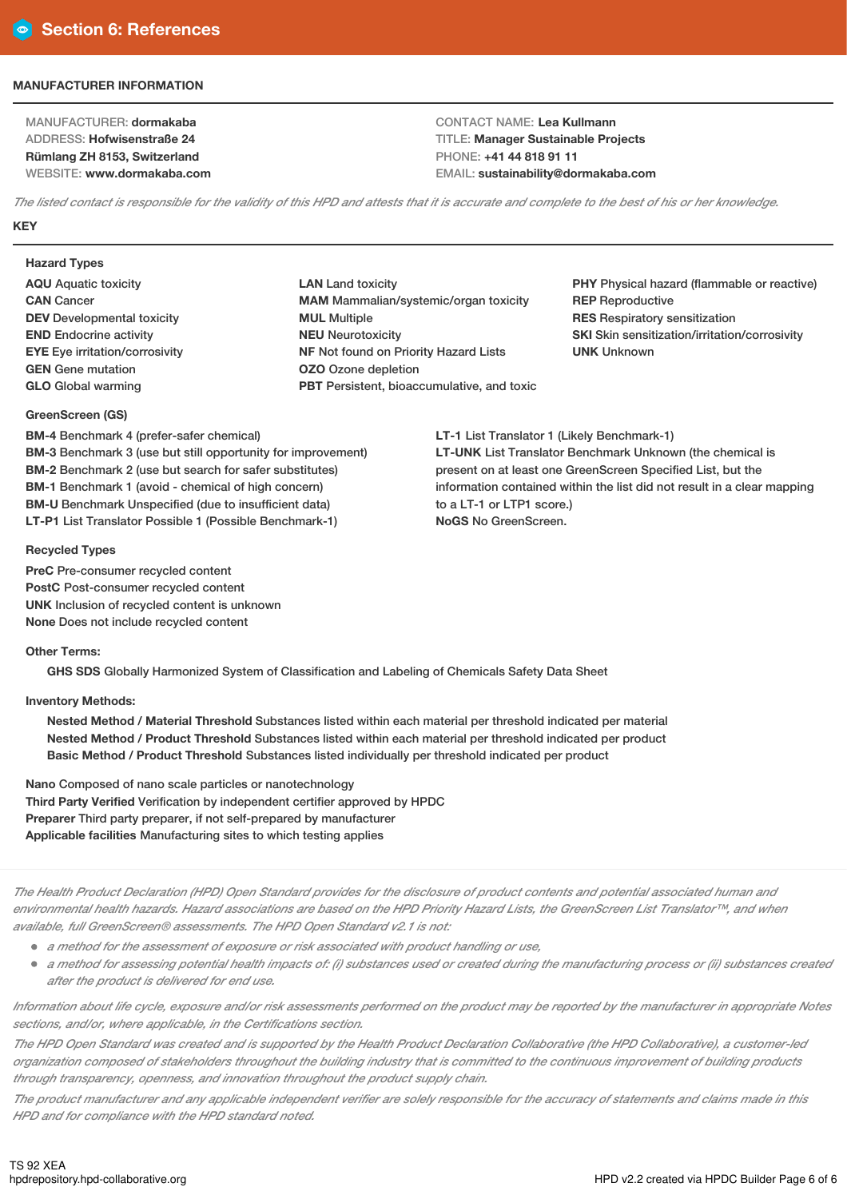## Section 6: References

### MANUFACTURER INFORMATION

MANUFACTURER: **dormakaba**
ADDRESS: **Hofwisenstraße 24**
**Rümlang ZH 8153, Switzerland**
WEBSITE: **www.dormakaba.com**

CONTACT NAME: **Lea Kullmann**
TITLE: **Manager Sustainable Projects**
PHONE: **+41 44 818 91 11**
EMAIL: **sustainability@dormakaba.com**

*The listed contact is responsible for the validity of this HPD and attests that it is accurate and complete to the best of his or her knowledge.*

### KEY

**Hazard Types**

**AQU** Aquatic toxicity
**CAN** Cancer
**DEV** Developmental toxicity
**END** Endocrine activity
**EYE** Eye irritation/corrosivity
**GEN** Gene mutation
**GLO** Global warming
**LAN** Land toxicity
**MAM** Mammalian/systemic/organ toxicity
**MUL** Multiple
**NEU** Neurotoxicity
**NF** Not found on Priority Hazard Lists
**OZO** Ozone depletion
**PBT** Persistent, bioaccumulative, and toxic
**PHY** Physical hazard (flammable or reactive)
**REP** Reproductive
**RES** Respiratory sensitization
**SKI** Skin sensitization/irritation/corrosivity
**UNK** Unknown

**GreenScreen (GS)**

**BM-4** Benchmark 4 (prefer-safer chemical)
**BM-3** Benchmark 3 (use but still opportunity for improvement)
**BM-2** Benchmark 2 (use but search for safer substitutes)
**BM-1** Benchmark 1 (avoid - chemical of high concern)
**BM-U** Benchmark Unspecified (due to insufficient data)
**LT-P1** List Translator Possible 1 (Possible Benchmark-1)
**LT-1** List Translator 1 (Likely Benchmark-1)
**LT-UNK** List Translator Benchmark Unknown (the chemical is present on at least one GreenScreen Specified List, but the information contained within the list did not result in a clear mapping to a LT-1 or LTP1 score.)
**NoGS** No GreenScreen.

**Recycled Types**

**PreC** Pre-consumer recycled content
**PostC** Post-consumer recycled content
**UNK** Inclusion of recycled content is unknown
**None** Does not include recycled content

**Other Terms:**

**GHS SDS** Globally Harmonized System of Classification and Labeling of Chemicals Safety Data Sheet

**Inventory Methods:**

**Nested Method / Material Threshold** Substances listed within each material per threshold indicated per material
**Nested Method / Product Threshold** Substances listed within each material per threshold indicated per product
**Basic Method / Product Threshold** Substances listed individually per threshold indicated per product

**Nano** Composed of nano scale particles or nanotechnology
**Third Party Verified** Verification by independent certifier approved by HPDC
**Preparer** Third party preparer, if not self-prepared by manufacturer
**Applicable facilities** Manufacturing sites to which testing applies

*The Health Product Declaration (HPD) Open Standard provides for the disclosure of product contents and potential associated human and environmental health hazards. Hazard associations are based on the HPD Priority Hazard Lists, the GreenScreen List Translator™, and when available, full GreenScreen® assessments. The HPD Open Standard v2.1 is not:*

- *a method for the assessment of exposure or risk associated with product handling or use,*
- *a method for assessing potential health impacts of: (i) substances used or created during the manufacturing process or (ii) substances created after the product is delivered for end use.*

*Information about life cycle, exposure and/or risk assessments performed on the product may be reported by the manufacturer in appropriate Notes sections, and/or, where applicable, in the Certifications section.*

*The HPD Open Standard was created and is supported by the Health Product Declaration Collaborative (the HPD Collaborative), a customer-led organization composed of stakeholders throughout the building industry that is committed to the continuous improvement of building products through transparency, openness, and innovation throughout the product supply chain.*

*The product manufacturer and any applicable independent verifier are solely responsible for the accuracy of statements and claims made in this HPD and for compliance with the HPD standard noted.*